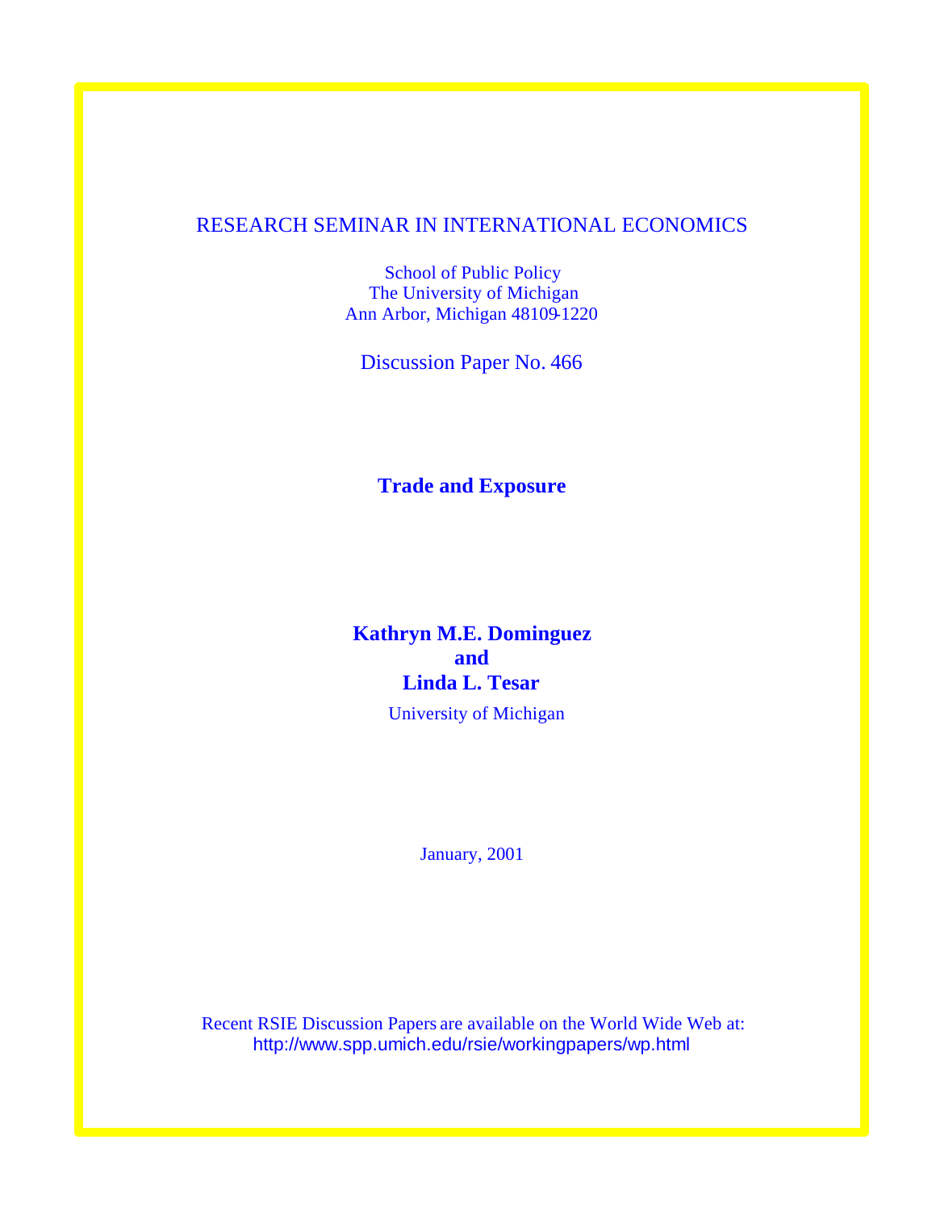RESEARCH SEMINAR IN INTERNATIONAL ECONOMICS

School of Public Policy
The University of Michigan
Ann Arbor, Michigan 48109-1220

Discussion Paper No. 466

# Trade and Exposure

**Kathryn M.E. Dominguez**
**and**
**Linda L. Tesar**

University of Michigan

January, 2001

Recent RSIE Discussion Papers are available on the World Wide Web at:
http://www.spp.umich.edu/rsie/workingpapers/wp.html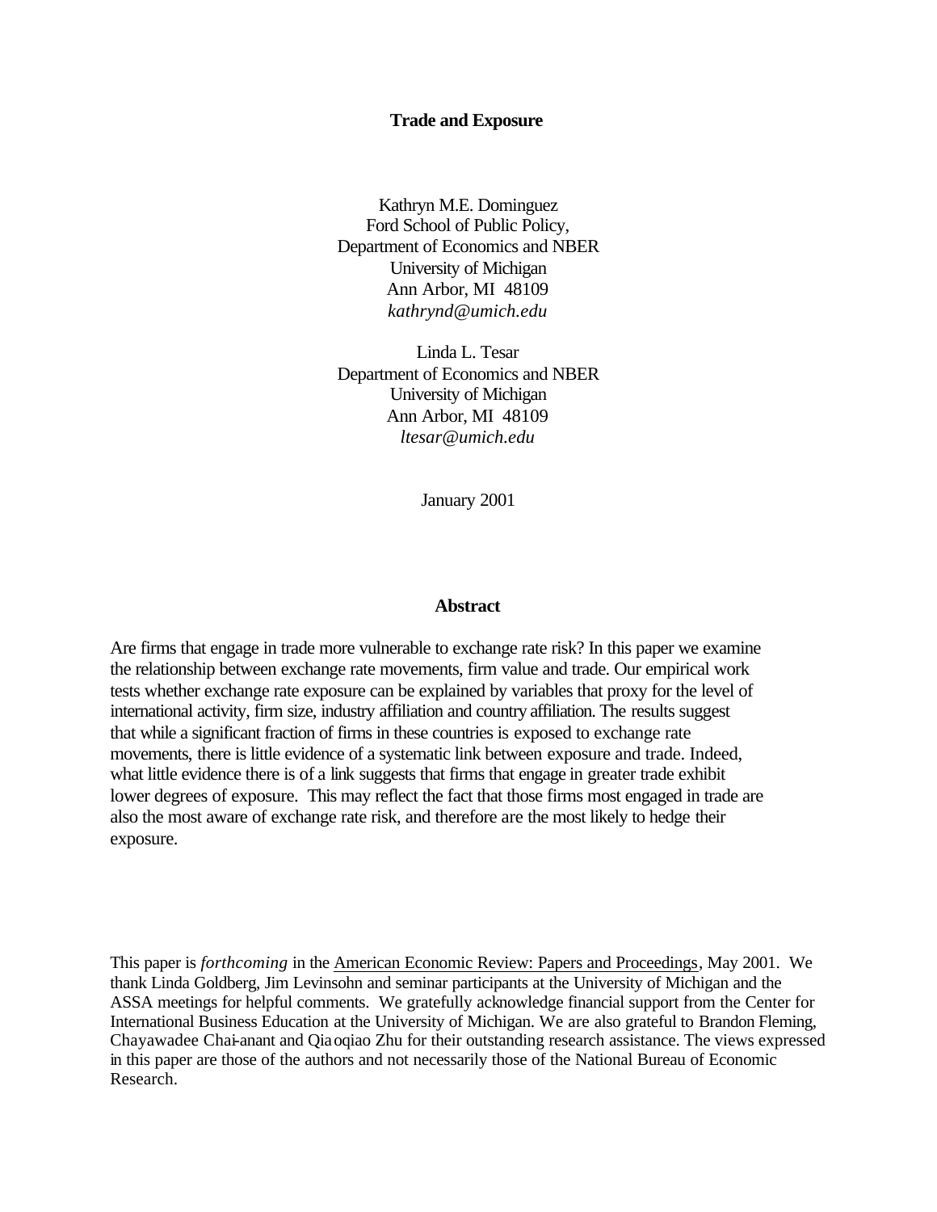# Trade and Exposure

Kathryn M.E. Dominguez
Ford School of Public Policy,
Department of Economics and NBER
University of Michigan
Ann Arbor, MI 48109
*kathrynd@umich.edu*

Linda L. Tesar
Department of Economics and NBER
University of Michigan
Ann Arbor, MI 48109
*ltesar@umich.edu*

January 2001

## Abstract

Are firms that engage in trade more vulnerable to exchange rate risk? In this paper we examine the relationship between exchange rate movements, firm value and trade. Our empirical work tests whether exchange rate exposure can be explained by variables that proxy for the level of international activity, firm size, industry affiliation and country affiliation. The results suggest that while a significant fraction of firms in these countries is exposed to exchange rate movements, there is little evidence of a systematic link between exposure and trade. Indeed, what little evidence there is of a link suggests that firms that engage in greater trade exhibit lower degrees of exposure. This may reflect the fact that those firms most engaged in trade are also the most aware of exchange rate risk, and therefore are the most likely to hedge their exposure.

This paper is *forthcoming* in the American Economic Review: Papers and Proceedings, May 2001. We thank Linda Goldberg, Jim Levinsohn and seminar participants at the University of Michigan and the ASSA meetings for helpful comments. We gratefully acknowledge financial support from the Center for International Business Education at the University of Michigan. We are also grateful to Brandon Fleming, Chayawadee Chai-anant and Qiaoqiao Zhu for their outstanding research assistance. The views expressed in this paper are those of the authors and not necessarily those of the National Bureau of Economic Research.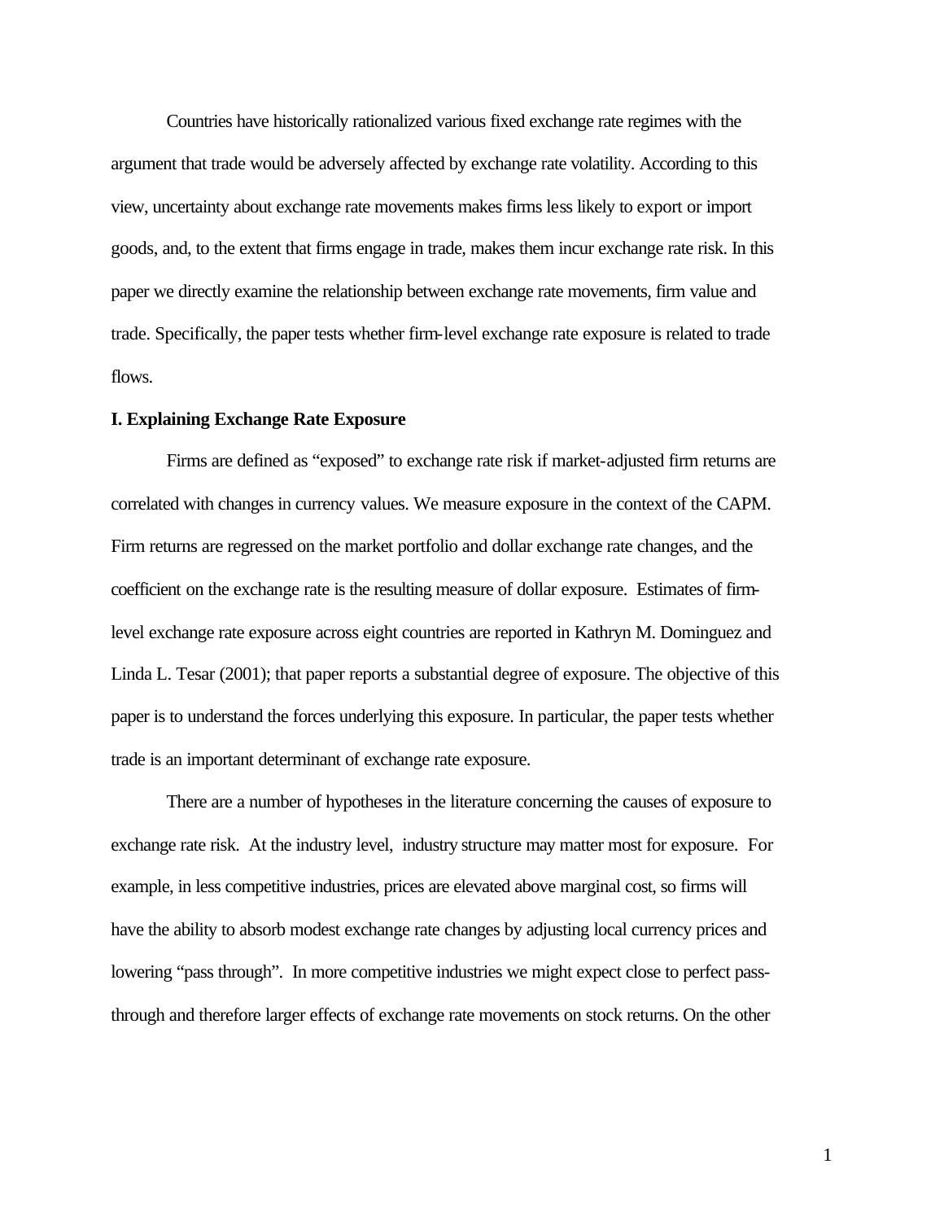Countries have historically rationalized various fixed exchange rate regimes with the argument that trade would be adversely affected by exchange rate volatility. According to this view, uncertainty about exchange rate movements makes firms less likely to export or import goods, and, to the extent that firms engage in trade, makes them incur exchange rate risk. In this paper we directly examine the relationship between exchange rate movements, firm value and trade. Specifically, the paper tests whether firm-level exchange rate exposure is related to trade flows.

## I. Explaining Exchange Rate Exposure

Firms are defined as "exposed" to exchange rate risk if market-adjusted firm returns are correlated with changes in currency values. We measure exposure in the context of the CAPM. Firm returns are regressed on the market portfolio and dollar exchange rate changes, and the coefficient on the exchange rate is the resulting measure of dollar exposure. Estimates of firm-level exchange rate exposure across eight countries are reported in Kathryn M. Dominguez and Linda L. Tesar (2001); that paper reports a substantial degree of exposure. The objective of this paper is to understand the forces underlying this exposure. In particular, the paper tests whether trade is an important determinant of exchange rate exposure.

There are a number of hypotheses in the literature concerning the causes of exposure to exchange rate risk. At the industry level, industry structure may matter most for exposure. For example, in less competitive industries, prices are elevated above marginal cost, so firms will have the ability to absorb modest exchange rate changes by adjusting local currency prices and lowering "pass through". In more competitive industries we might expect close to perfect pass-through and therefore larger effects of exchange rate movements on stock returns. On the other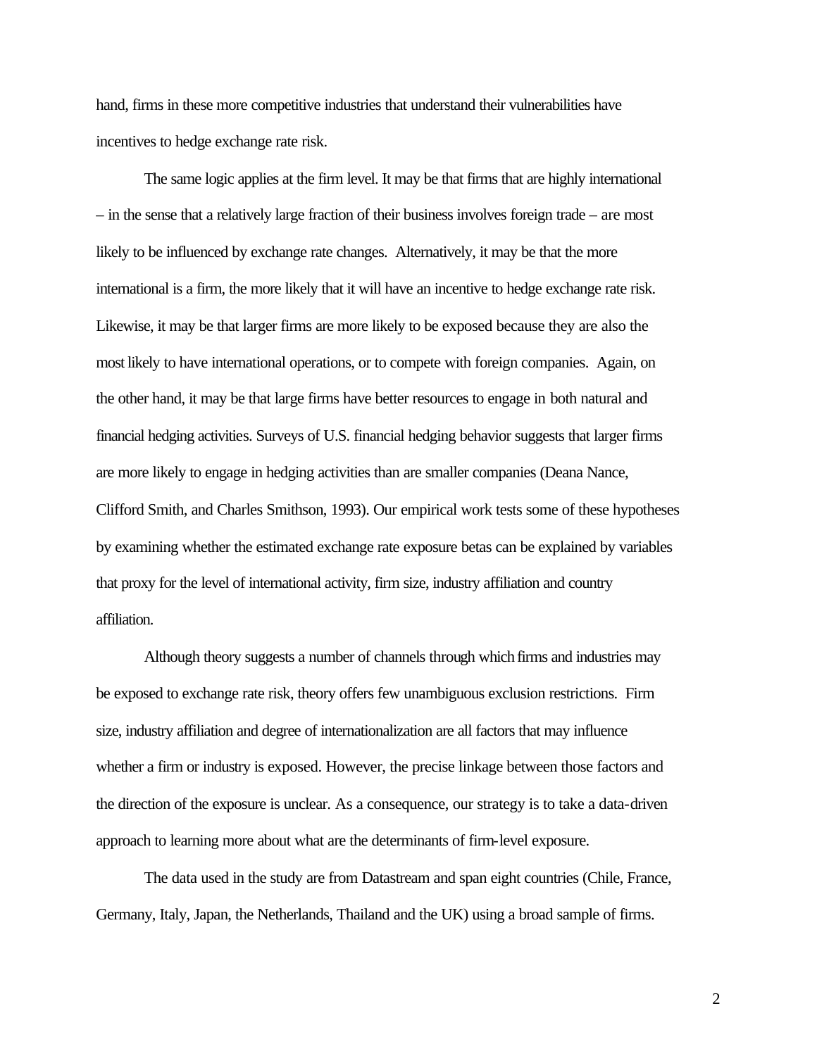hand, firms in these more competitive industries that understand their vulnerabilities have incentives to hedge exchange rate risk.

The same logic applies at the firm level. It may be that firms that are highly international – in the sense that a relatively large fraction of their business involves foreign trade – are most likely to be influenced by exchange rate changes. Alternatively, it may be that the more international is a firm, the more likely that it will have an incentive to hedge exchange rate risk. Likewise, it may be that larger firms are more likely to be exposed because they are also the most likely to have international operations, or to compete with foreign companies. Again, on the other hand, it may be that large firms have better resources to engage in both natural and financial hedging activities. Surveys of U.S. financial hedging behavior suggests that larger firms are more likely to engage in hedging activities than are smaller companies (Deana Nance, Clifford Smith, and Charles Smithson, 1993). Our empirical work tests some of these hypotheses by examining whether the estimated exchange rate exposure betas can be explained by variables that proxy for the level of international activity, firm size, industry affiliation and country affiliation.

Although theory suggests a number of channels through which firms and industries may be exposed to exchange rate risk, theory offers few unambiguous exclusion restrictions. Firm size, industry affiliation and degree of internationalization are all factors that may influence whether a firm or industry is exposed. However, the precise linkage between those factors and the direction of the exposure is unclear. As a consequence, our strategy is to take a data-driven approach to learning more about what are the determinants of firm-level exposure.

The data used in the study are from Datastream and span eight countries (Chile, France, Germany, Italy, Japan, the Netherlands, Thailand and the UK) using a broad sample of firms.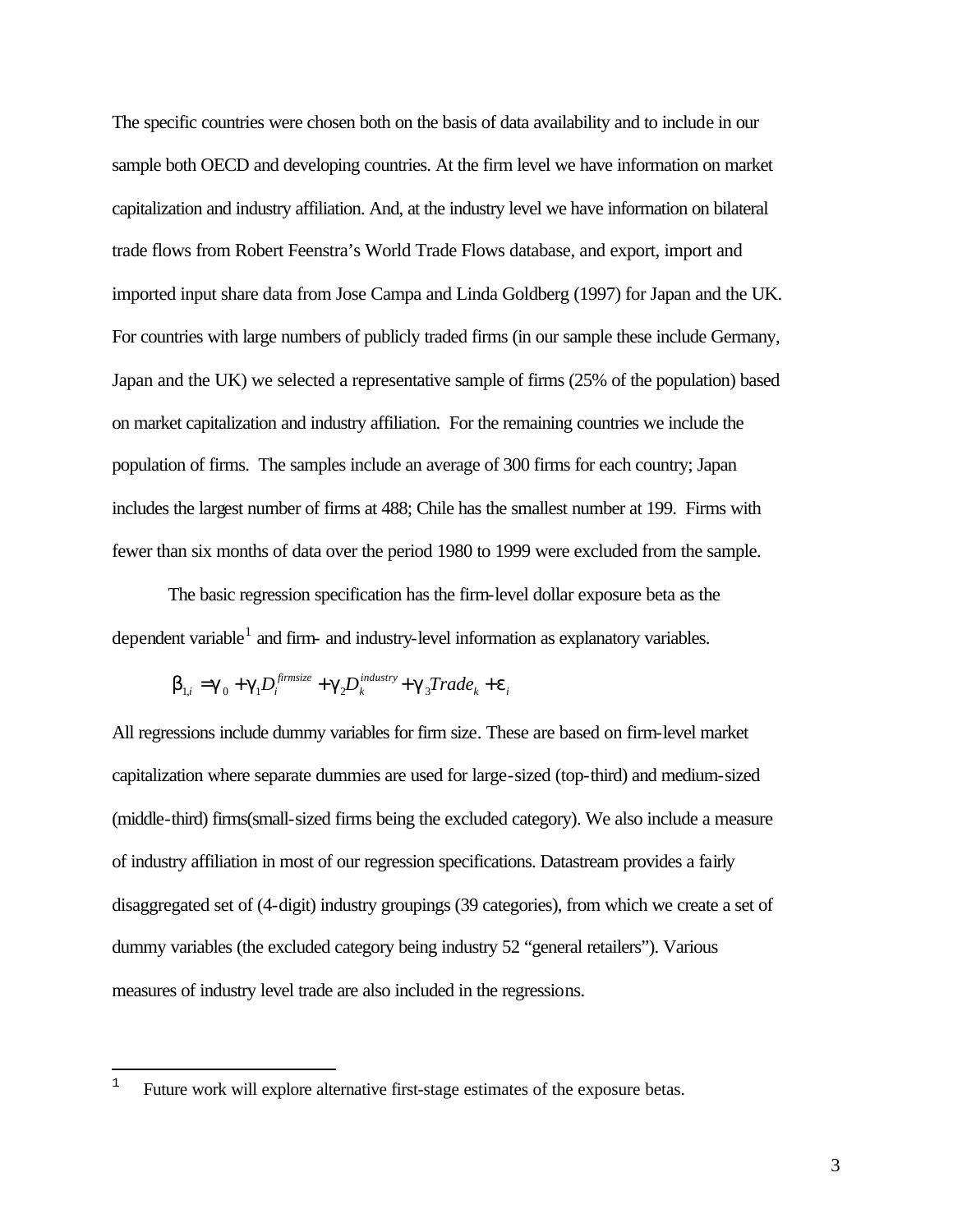The specific countries were chosen both on the basis of data availability and to include in our sample both OECD and developing countries. At the firm level we have information on market capitalization and industry affiliation. And, at the industry level we have information on bilateral trade flows from Robert Feenstra's World Trade Flows database, and export, import and imported input share data from Jose Campa and Linda Goldberg (1997) for Japan and the UK. For countries with large numbers of publicly traded firms (in our sample these include Germany, Japan and the UK) we selected a representative sample of firms (25% of the population) based on market capitalization and industry affiliation. For the remaining countries we include the population of firms. The samples include an average of 300 firms for each country; Japan includes the largest number of firms at 488; Chile has the smallest number at 199. Firms with fewer than six months of data over the period 1980 to 1999 were excluded from the sample.

The basic regression specification has the firm-level dollar exposure beta as the dependent variable[1] and firm- and industry-level information as explanatory variables.

$$\beta_{1,i} = \gamma_0 + \gamma_1 D_i^{firmsize} + \gamma_2 D_k^{industry} + \gamma_3 Trade_k + \varepsilon_i$$

All regressions include dummy variables for firm size. These are based on firm-level market capitalization where separate dummies are used for large-sized (top-third) and medium-sized (middle-third) firms(small-sized firms being the excluded category). We also include a measure of industry affiliation in most of our regression specifications. Datastream provides a fairly disaggregated set of (4-digit) industry groupings (39 categories), from which we create a set of dummy variables (the excluded category being industry 52 "general retailers"). Various measures of industry level trade are also included in the regressions.

[1] Future work will explore alternative first-stage estimates of the exposure betas.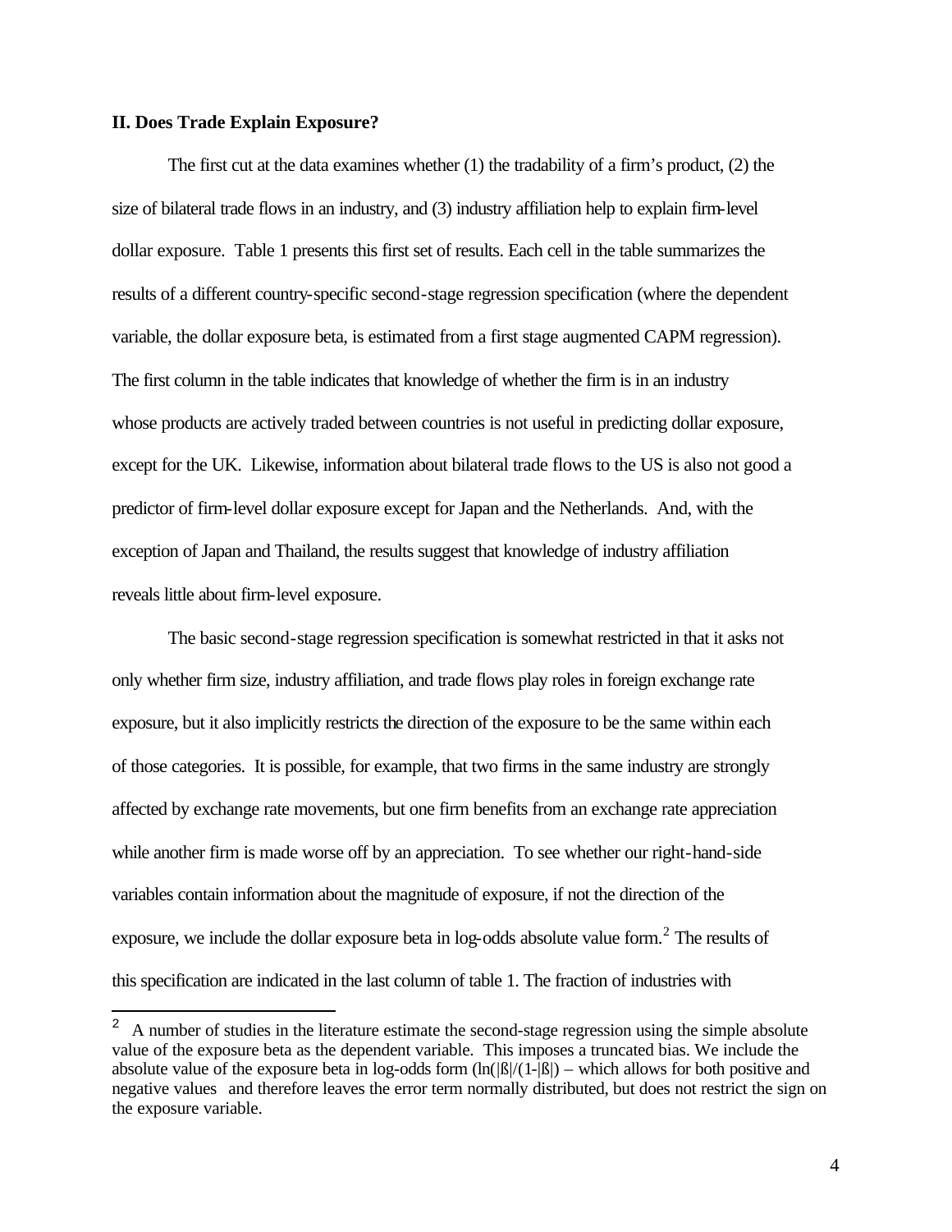### II. Does Trade Explain Exposure?

The first cut at the data examines whether (1) the tradability of a firm's product, (2) the size of bilateral trade flows in an industry, and (3) industry affiliation help to explain firm-level dollar exposure. Table 1 presents this first set of results. Each cell in the table summarizes the results of a different country-specific second-stage regression specification (where the dependent variable, the dollar exposure beta, is estimated from a first stage augmented CAPM regression). The first column in the table indicates that knowledge of whether the firm is in an industry whose products are actively traded between countries is not useful in predicting dollar exposure, except for the UK. Likewise, information about bilateral trade flows to the US is also not good a predictor of firm-level dollar exposure except for Japan and the Netherlands. And, with the exception of Japan and Thailand, the results suggest that knowledge of industry affiliation reveals little about firm-level exposure.

The basic second-stage regression specification is somewhat restricted in that it asks not only whether firm size, industry affiliation, and trade flows play roles in foreign exchange rate exposure, but it also implicitly restricts the direction of the exposure to be the same within each of those categories. It is possible, for example, that two firms in the same industry are strongly affected by exchange rate movements, but one firm benefits from an exchange rate appreciation while another firm is made worse off by an appreciation. To see whether our right-hand-side variables contain information about the magnitude of exposure, if not the direction of the exposure, we include the dollar exposure beta in log-odds absolute value form.[2] The results of this specification are indicated in the last column of table 1. The fraction of industries with

---

[2] A number of studies in the literature estimate the second-stage regression using the simple absolute value of the exposure beta as the dependent variable. This imposes a truncated bias. We include the absolute value of the exposure beta in log-odds form ($\ln(|\beta|/(1-|\beta|)$ – which allows for both positive and negative values and therefore leaves the error term normally distributed, but does not restrict the sign on the exposure variable.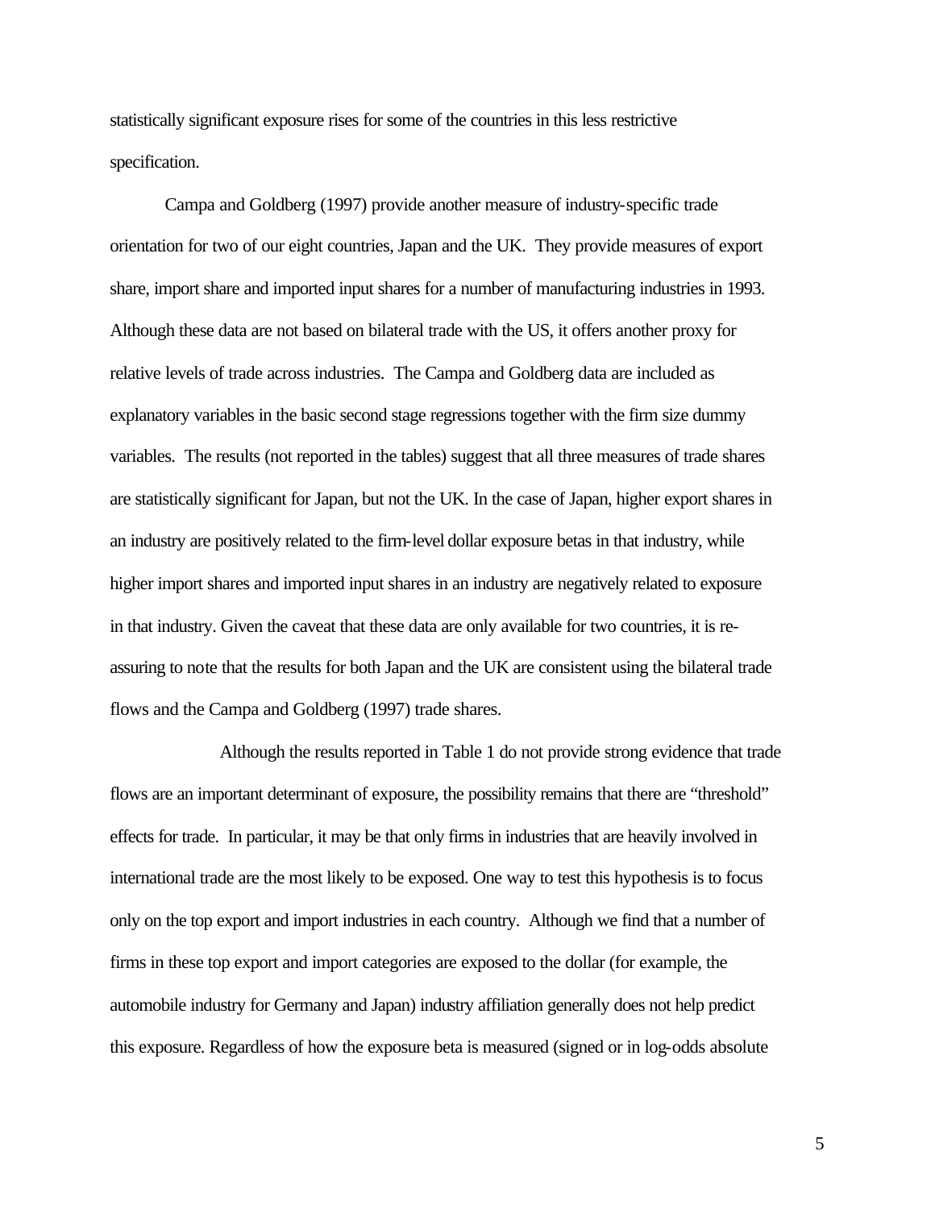statistically significant exposure rises for some of the countries in this less restrictive specification.

Campa and Goldberg (1997) provide another measure of industry-specific trade orientation for two of our eight countries, Japan and the UK. They provide measures of export share, import share and imported input shares for a number of manufacturing industries in 1993. Although these data are not based on bilateral trade with the US, it offers another proxy for relative levels of trade across industries. The Campa and Goldberg data are included as explanatory variables in the basic second stage regressions together with the firm size dummy variables. The results (not reported in the tables) suggest that all three measures of trade shares are statistically significant for Japan, but not the UK. In the case of Japan, higher export shares in an industry are positively related to the firm-level dollar exposure betas in that industry, while higher import shares and imported input shares in an industry are negatively related to exposure in that industry. Given the caveat that these data are only available for two countries, it is re-assuring to note that the results for both Japan and the UK are consistent using the bilateral trade flows and the Campa and Goldberg (1997) trade shares.

Although the results reported in Table 1 do not provide strong evidence that trade flows are an important determinant of exposure, the possibility remains that there are "threshold" effects for trade. In particular, it may be that only firms in industries that are heavily involved in international trade are the most likely to be exposed. One way to test this hypothesis is to focus only on the top export and import industries in each country. Although we find that a number of firms in these top export and import categories are exposed to the dollar (for example, the automobile industry for Germany and Japan) industry affiliation generally does not help predict this exposure. Regardless of how the exposure beta is measured (signed or in log-odds absolute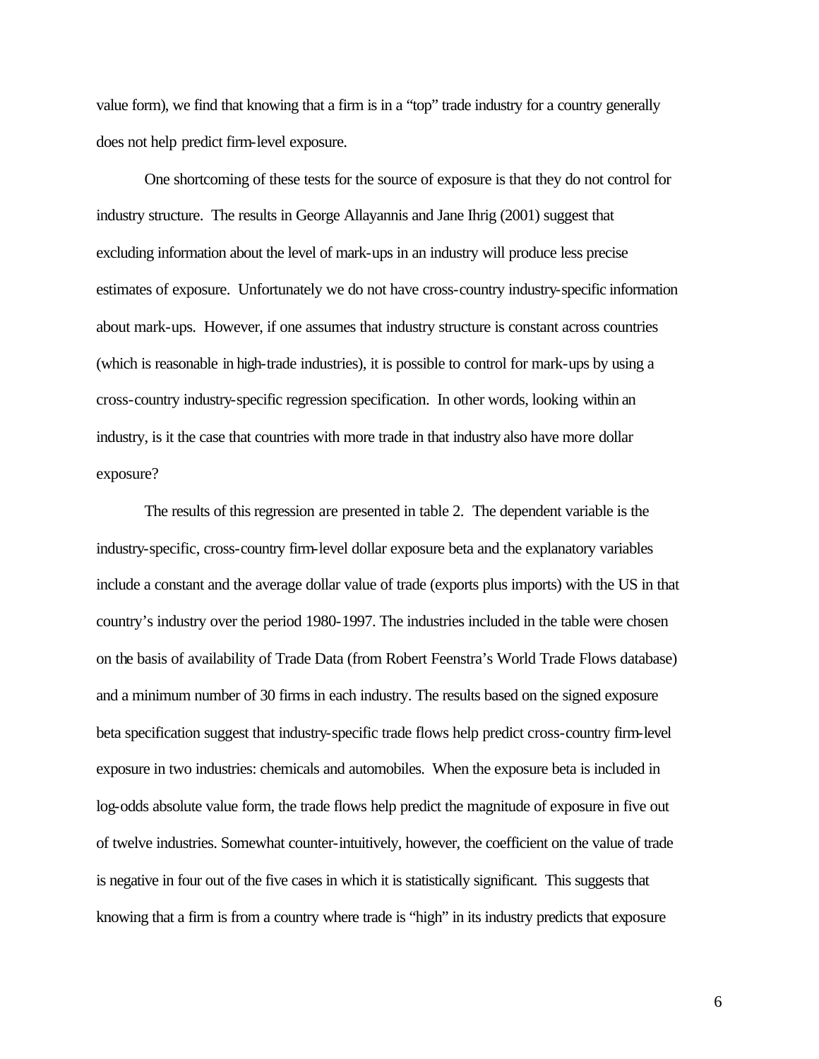value form), we find that knowing that a firm is in a "top" trade industry for a country generally does not help predict firm-level exposure.

One shortcoming of these tests for the source of exposure is that they do not control for industry structure. The results in George Allayannis and Jane Ihrig (2001) suggest that excluding information about the level of mark-ups in an industry will produce less precise estimates of exposure. Unfortunately we do not have cross-country industry-specific information about mark-ups. However, if one assumes that industry structure is constant across countries (which is reasonable in high-trade industries), it is possible to control for mark-ups by using a cross-country industry-specific regression specification. In other words, looking within an industry, is it the case that countries with more trade in that industry also have more dollar exposure?

The results of this regression are presented in table 2. The dependent variable is the industry-specific, cross-country firm-level dollar exposure beta and the explanatory variables include a constant and the average dollar value of trade (exports plus imports) with the US in that country's industry over the period 1980-1997. The industries included in the table were chosen on the basis of availability of Trade Data (from Robert Feenstra's World Trade Flows database) and a minimum number of 30 firms in each industry. The results based on the signed exposure beta specification suggest that industry-specific trade flows help predict cross-country firm-level exposure in two industries: chemicals and automobiles. When the exposure beta is included in log-odds absolute value form, the trade flows help predict the magnitude of exposure in five out of twelve industries. Somewhat counter-intuitively, however, the coefficient on the value of trade is negative in four out of the five cases in which it is statistically significant. This suggests that knowing that a firm is from a country where trade is "high" in its industry predicts that exposure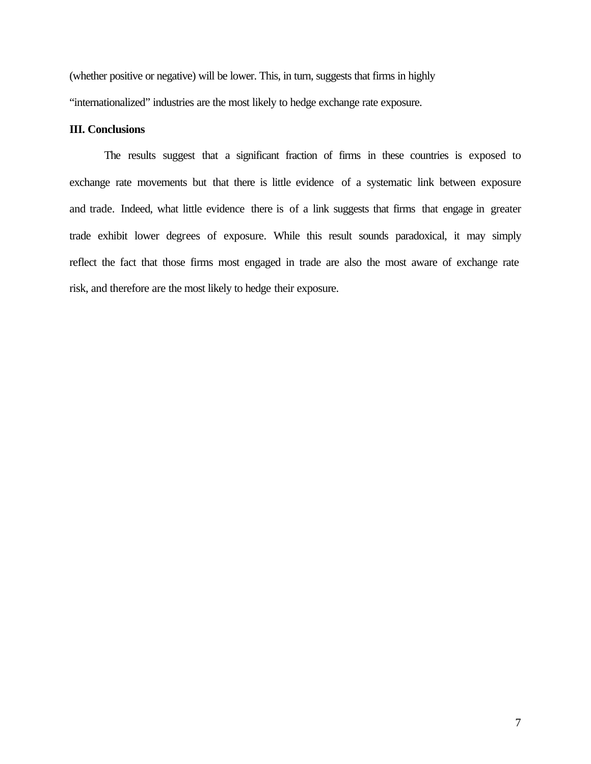(whether positive or negative) will be lower. This, in turn, suggests that firms in highly "internationalized" industries are the most likely to hedge exchange rate exposure.

## III. Conclusions

The results suggest that a significant fraction of firms in these countries is exposed to exchange rate movements but that there is little evidence of a systematic link between exposure and trade. Indeed, what little evidence there is of a link suggests that firms that engage in greater trade exhibit lower degrees of exposure. While this result sounds paradoxical, it may simply reflect the fact that those firms most engaged in trade are also the most aware of exchange rate risk, and therefore are the most likely to hedge their exposure.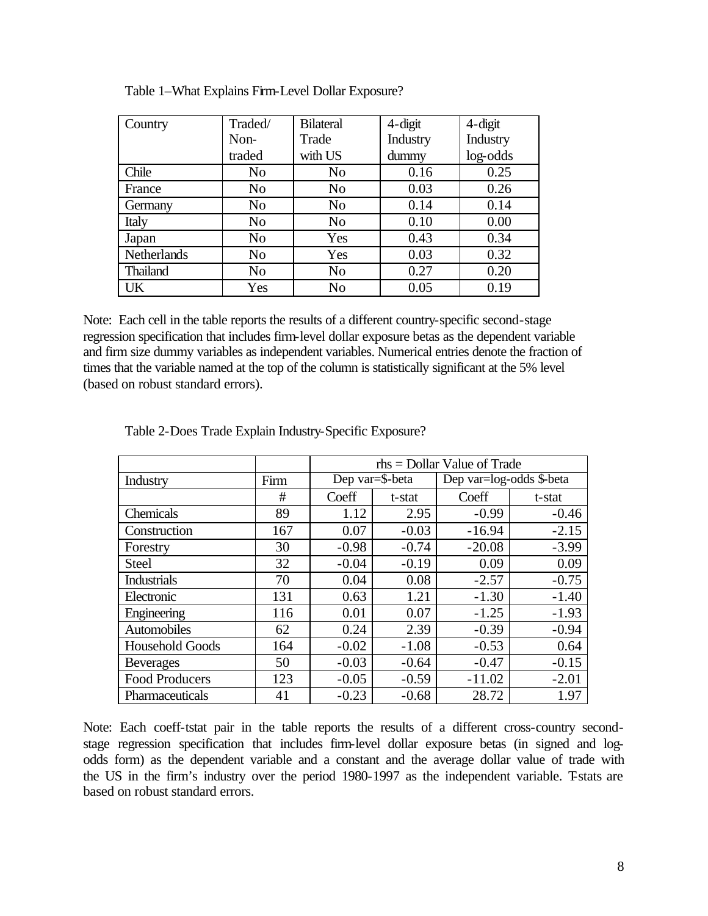Table 1–What Explains Firm-Level Dollar Exposure?

| Country | Traded/ Non-traded | Bilateral Trade with US | 4-digit Industry dummy | 4-digit Industry log-odds |
|---|---|---|---|---|
| Chile | No | No | 0.16 | 0.25 |
| France | No | No | 0.03 | 0.26 |
| Germany | No | No | 0.14 | 0.14 |
| Italy | No | No | 0.10 | 0.00 |
| Japan | No | Yes | 0.43 | 0.34 |
| Netherlands | No | Yes | 0.03 | 0.32 |
| Thailand | No | No | 0.27 | 0.20 |
| UK | Yes | No | 0.05 | 0.19 |

Note: Each cell in the table reports the results of a different country-specific second-stage regression specification that includes firm-level dollar exposure betas as the dependent variable and firm size dummy variables as independent variables. Numerical entries denote the fraction of times that the variable named at the top of the column is statistically significant at the 5% level (based on robust standard errors).

Table 2-Does Trade Explain Industry-Specific Exposure?

| | | rhs = Dollar Value of Trade | | | |
|---|---|---|---|---|---|
| Industry | Firm | Dep var=$-beta | | Dep var=log-odds $-beta | |
| | # | Coeff | t-stat | Coeff | t-stat |
| Chemicals | 89 | 1.12 | 2.95 | -0.99 | -0.46 |
| Construction | 167 | 0.07 | -0.03 | -16.94 | -2.15 |
| Forestry | 30 | -0.98 | -0.74 | -20.08 | -3.99 |
| Steel | 32 | -0.04 | -0.19 | 0.09 | 0.09 |
| Industrials | 70 | 0.04 | 0.08 | -2.57 | -0.75 |
| Electronic | 131 | 0.63 | 1.21 | -1.30 | -1.40 |
| Engineering | 116 | 0.01 | 0.07 | -1.25 | -1.93 |
| Automobiles | 62 | 0.24 | 2.39 | -0.39 | -0.94 |
| Household Goods | 164 | -0.02 | -1.08 | -0.53 | 0.64 |
| Beverages | 50 | -0.03 | -0.64 | -0.47 | -0.15 |
| Food Producers | 123 | -0.05 | -0.59 | -11.02 | -2.01 |
| Pharmaceuticals | 41 | -0.23 | -0.68 | 28.72 | 1.97 |

Note: Each coeff-tstat pair in the table reports the results of a different cross-country second-stage regression specification that includes firm-level dollar exposure betas (in signed and log-odds form) as the dependent variable and a constant and the average dollar value of trade with the US in the firm's industry over the period 1980-1997 as the independent variable. T-stats are based on robust standard errors.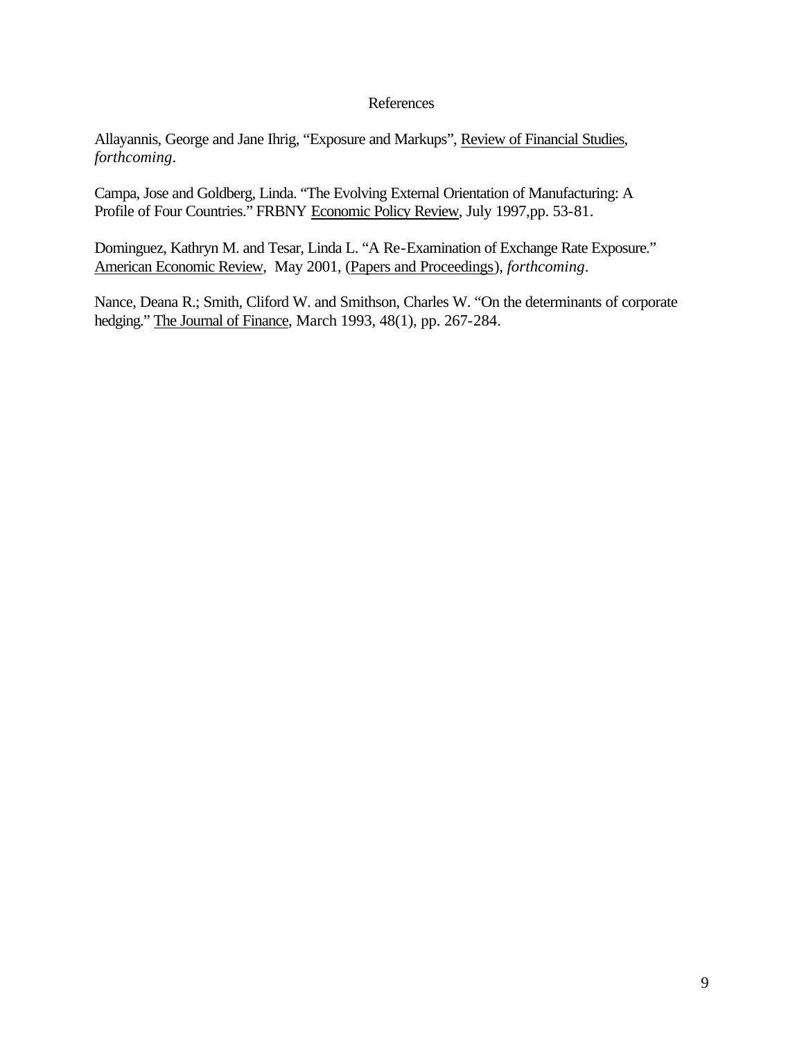# References

Allayannis, George and Jane Ihrig, "Exposure and Markups", Review of Financial Studies, *forthcoming*.

Campa, Jose and Goldberg, Linda. "The Evolving External Orientation of Manufacturing: A Profile of Four Countries." FRBNY Economic Policy Review, July 1997,pp. 53-81.

Dominguez, Kathryn M. and Tesar, Linda L. "A Re-Examination of Exchange Rate Exposure." American Economic Review, May 2001, (Papers and Proceedings), *forthcoming*.

Nance, Deana R.; Smith, Cliford W. and Smithson, Charles W. "On the determinants of corporate hedging." The Journal of Finance, March 1993, 48(1), pp. 267-284.